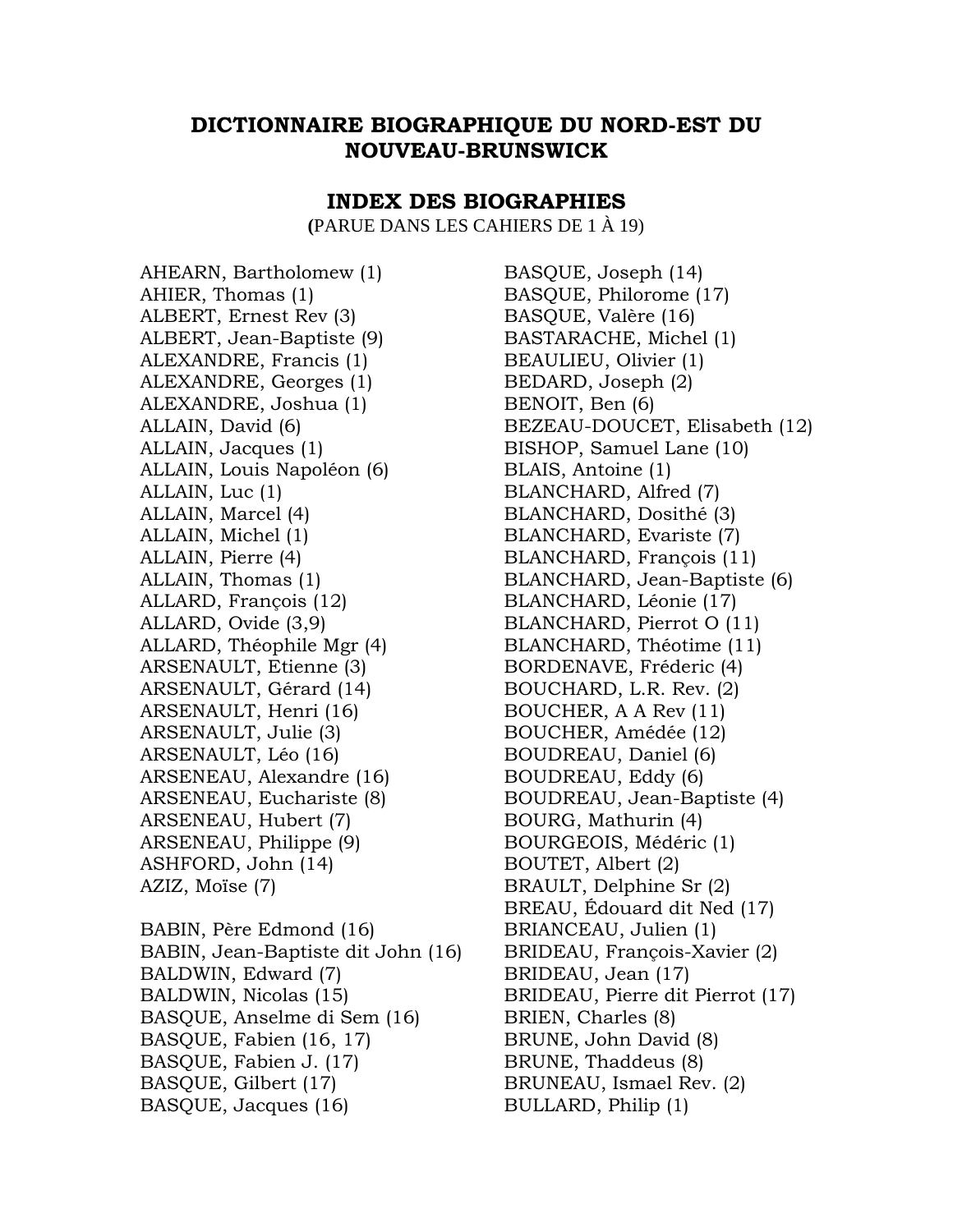# DICTIONNAIRE BIOGRAPHIQUE DU NORD-EST DU NOUVEAU-BRUNSWICK

## INDEX DES BIOGRAPHIES

(PARUE DANS LES CAHIERS DE 1 À 19)

AHEARN, Bartholomew (1)
AHIER, Thomas (1)
ALBERT, Ernest Rev (3)
ALBERT, Jean-Baptiste (9)
ALEXANDRE, Francis (1)
ALEXANDRE, Georges (1)
ALEXANDRE, Joshua (1)
ALLAIN, David (6)
ALLAIN, Jacques (1)
ALLAIN, Louis Napoléon (6)
ALLAIN, Luc (1)
ALLAIN, Marcel (4)
ALLAIN, Michel (1)
ALLAIN, Pierre (4)
ALLAIN, Thomas (1)
ALLARD, François (12)
ALLARD, Ovide (3,9)
ALLARD, Théophile Mgr (4)
ARSENAULT, Etienne (3)
ARSENAULT, Gérard (14)
ARSENAULT, Henri (16)
ARSENAULT, Julie (3)
ARSENAULT, Léo (16)
ARSENEAU, Alexandre (16)
ARSENEAU, Euchariste (8)
ARSENEAU, Hubert (7)
ARSENEAU, Philippe (9)
ASHFORD, John (14)
AZIZ, Moïse (7)

BABIN, Père Edmond (16)
BABIN, Jean-Baptiste dit John (16)
BALDWIN, Edward (7)
BALDWIN, Nicolas (15)
BASQUE, Anselme di Sem (16)
BASQUE, Fabien (16, 17)
BASQUE, Fabien J. (17)
BASQUE, Gilbert (17)
BASQUE, Jacques (16)
BASQUE, Joseph (14)
BASQUE, Philorome (17)
BASQUE, Valère (16)
BASTARACHE, Michel (1)
BEAULIEU, Olivier (1)
BEDARD, Joseph (2)
BENOIT, Ben (6)
BEZEAU-DOUCET, Elisabeth (12)
BISHOP, Samuel Lane (10)
BLAIS, Antoine (1)
BLANCHARD, Alfred (7)
BLANCHARD, Dosithé (3)
BLANCHARD, Evariste (7)
BLANCHARD, François (11)
BLANCHARD, Jean-Baptiste (6)
BLANCHARD, Léonie (17)
BLANCHARD, Pierrot O (11)
BLANCHARD, Théotime (11)
BORDENAVE, Fréderic (4)
BOUCHARD, L.R. Rev. (2)
BOUCHER, A A Rev (11)
BOUCHER, Amédée (12)
BOUDREAU, Daniel (6)
BOUDREAU, Eddy (6)
BOUDREAU, Jean-Baptiste (4)
BOURG, Mathurin (4)
BOURGEOIS, Médéric (1)
BOUTET, Albert (2)
BRAULT, Delphine Sr (2)
BREAU, Édouard dit Ned (17)
BRIANCEAU, Julien (1)
BRIDEAU, François-Xavier (2)
BRIDEAU, Jean (17)
BRIDEAU, Pierre dit Pierrot (17)
BRIEN, Charles (8)
BRUNE, John David (8)
BRUNE, Thaddeus (8)
BRUNEAU, Ismael Rev. (2)
BULLARD, Philip (1)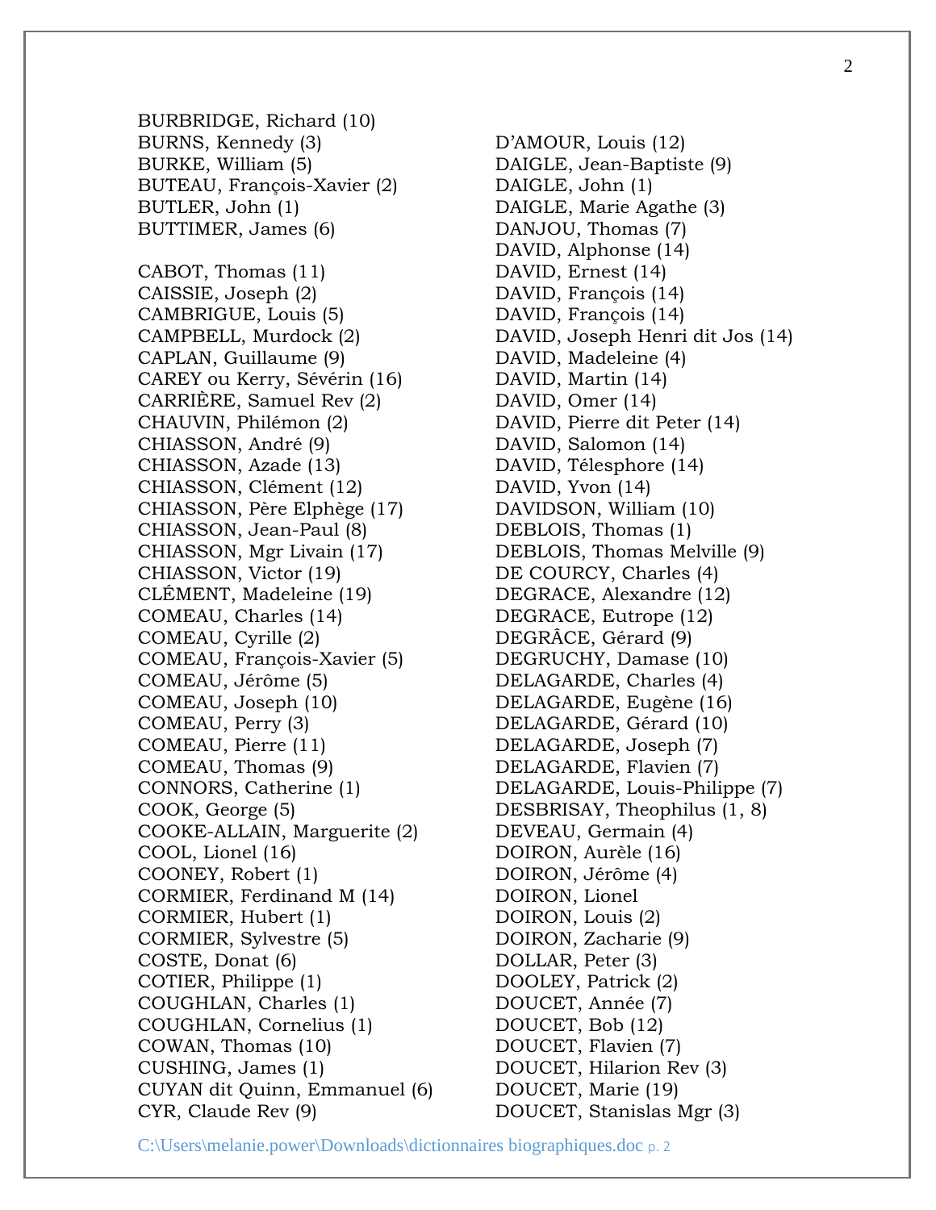BURBRIDGE, Richard (10)
BURNS, Kennedy (3)
BURKE, William (5)
BUTEAU, François-Xavier (2)
BUTLER, John (1)
BUTTIMER, James (6)

CABOT, Thomas (11)
CAISSIE, Joseph (2)
CAMBRIGUE, Louis (5)
CAMPBELL, Murdock (2)
CAPLAN, Guillaume (9)
CAREY ou Kerry, Sévérin (16)
CARRIÈRE, Samuel Rev (2)
CHAUVIN, Philémon (2)
CHIASSON, André (9)
CHIASSON, Azade (13)
CHIASSON, Clément (12)
CHIASSON, Père Elphège (17)
CHIASSON, Jean-Paul (8)
CHIASSON, Mgr Livain (17)
CHIASSON, Victor (19)
CLÉMENT, Madeleine (19)
COMEAU, Charles (14)
COMEAU, Cyrille (2)
COMEAU, François-Xavier (5)
COMEAU, Jérôme (5)
COMEAU, Joseph (10)
COMEAU, Perry (3)
COMEAU, Pierre (11)
COMEAU, Thomas (9)
CONNORS, Catherine (1)
COOK, George (5)
COOKE-ALLAIN, Marguerite (2)
COOL, Lionel (16)
COONEY, Robert (1)
CORMIER, Ferdinand M (14)
CORMIER, Hubert (1)
CORMIER, Sylvestre (5)
COSTE, Donat (6)
COTIER, Philippe (1)
COUGHLAN, Charles (1)
COUGHLAN, Cornelius (1)
COWAN, Thomas (10)
CUSHING, James (1)
CUYAN dit Quinn, Emmanuel (6)
CYR, Claude Rev (9)

D'AMOUR, Louis (12)
DAIGLE, Jean-Baptiste (9)
DAIGLE, John (1)
DAIGLE, Marie Agathe (3)
DANJOU, Thomas (7)
DAVID, Alphonse (14)
DAVID, Ernest (14)
DAVID, François (14)
DAVID, François (14)
DAVID, Joseph Henri dit Jos (14)
DAVID, Madeleine (4)
DAVID, Martin (14)
DAVID, Omer (14)
DAVID, Pierre dit Peter (14)
DAVID, Salomon (14)
DAVID, Télesphore (14)
DAVID, Yvon (14)
DAVIDSON, William (10)
DEBLOIS, Thomas (1)
DEBLOIS, Thomas Melville (9)
DE COURCY, Charles (4)
DEGRACE, Alexandre (12)
DEGRACE, Eutrope (12)
DEGRÂCE, Gérard (9)
DEGRUCHY, Damase (10)
DELAGARDE, Charles (4)
DELAGARDE, Eugène (16)
DELAGARDE, Gérard (10)
DELAGARDE, Joseph (7)
DELAGARDE, Flavien (7)
DELAGARDE, Louis-Philippe (7)
DESBRISAY, Theophilus (1, 8)
DEVEAU, Germain (4)
DOIRON, Aurèle (16)
DOIRON, Jérôme (4)
DOIRON, Lionel
DOIRON, Louis (2)
DOIRON, Zacharie (9)
DOLLAR, Peter (3)
DOOLEY, Patrick (2)
DOUCET, Année (7)
DOUCET, Bob (12)
DOUCET, Flavien (7)
DOUCET, Hilarion Rev (3)
DOUCET, Marie (19)
DOUCET, Stanislas Mgr (3)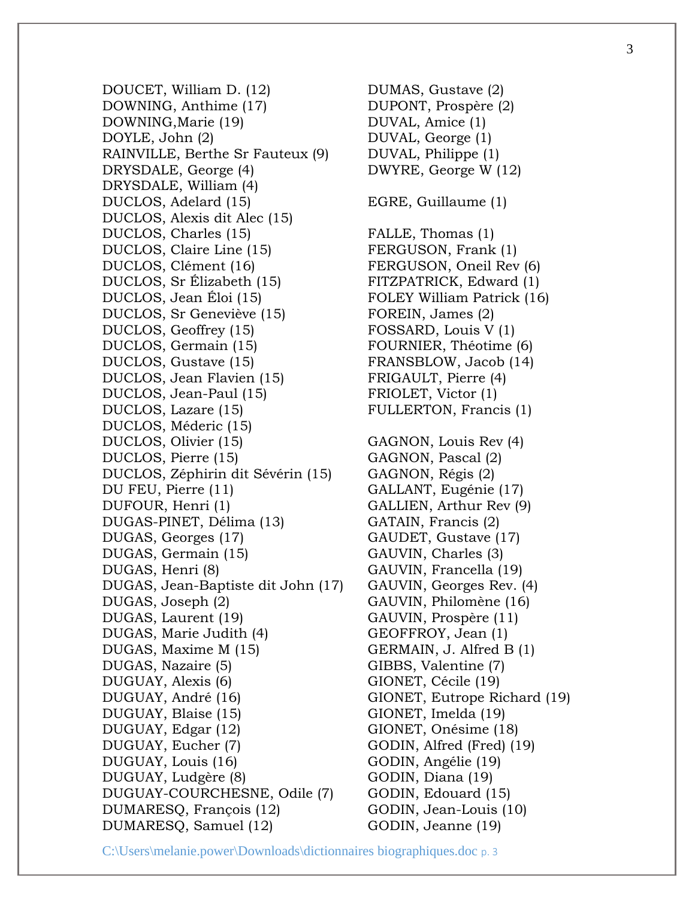DOUCET, William D. (12)
DOWNING, Anthime (17)
DOWNING,Marie (19)
DOYLE, John (2)
RAINVILLE, Berthe Sr Fauteux (9)
DRYSDALE, George (4)
DRYSDALE, William (4)
DUCLOS, Adelard (15)
DUCLOS, Alexis dit Alec (15)
DUCLOS, Charles (15)
DUCLOS, Claire Line (15)
DUCLOS, Clément (16)
DUCLOS, Sr Élizabeth (15)
DUCLOS, Jean Éloi (15)
DUCLOS, Sr Geneviève (15)
DUCLOS, Geoffrey (15)
DUCLOS, Germain (15)
DUCLOS, Gustave (15)
DUCLOS, Jean Flavien (15)
DUCLOS, Jean-Paul (15)
DUCLOS, Lazare (15)
DUCLOS, Méderic (15)
DUCLOS, Olivier (15)
DUCLOS, Pierre (15)
DUCLOS, Zéphirin dit Sévérin (15)
DU FEU, Pierre (11)
DUFOUR, Henri (1)
DUGAS-PINET, Délima (13)
DUGAS, Georges (17)
DUGAS, Germain (15)
DUGAS, Henri (8)
DUGAS, Jean-Baptiste dit John (17)
DUGAS, Joseph (2)
DUGAS, Laurent (19)
DUGAS, Marie Judith (4)
DUGAS, Maxime M (15)
DUGAS, Nazaire (5)
DUGUAY, Alexis (6)
DUGUAY, André (16)
DUGUAY, Blaise (15)
DUGUAY, Edgar (12)
DUGUAY, Eucher (7)
DUGUAY, Louis (16)
DUGUAY, Ludgère (8)
DUGUAY-COURCHESNE, Odile (7)
DUMARESQ, François (12)
DUMARESQ, Samuel (12)
DUMAS, Gustave (2)
DUPONT, Prospère (2)
DUVAL, Amice (1)
DUVAL, George (1)
DUVAL, Philippe (1)
DWYRE, George W (12)

EGRE, Guillaume (1)

FALLE, Thomas (1)
FERGUSON, Frank (1)
FERGUSON, Oneil Rev (6)
FITZPATRICK, Edward (1)
FOLEY William Patrick (16)
FOREIN, James (2)
FOSSARD, Louis V (1)
FOURNIER, Théotime (6)
FRANSBLOW, Jacob (14)
FRIGAULT, Pierre (4)
FRIOLET, Victor (1)
FULLERTON, Francis (1)

GAGNON, Louis Rev (4)
GAGNON, Pascal (2)
GAGNON, Régis (2)
GALLANT, Eugénie (17)
GALLIEN, Arthur Rev (9)
GATAIN, Francis (2)
GAUDET, Gustave (17)
GAUVIN, Charles (3)
GAUVIN, Francella (19)
GAUVIN, Georges Rev. (4)
GAUVIN, Philomène (16)
GAUVIN, Prospère (11)
GEOFFROY, Jean (1)
GERMAIN, J. Alfred B (1)
GIBBS, Valentine (7)
GIONET, Cécile (19)
GIONET, Eutrope Richard (19)
GIONET, Imelda (19)
GIONET, Onésime (18)
GODIN, Alfred (Fred) (19)
GODIN, Angélie (19)
GODIN, Diana (19)
GODIN, Edouard (15)
GODIN, Jean-Louis (10)
GODIN, Jeanne (19)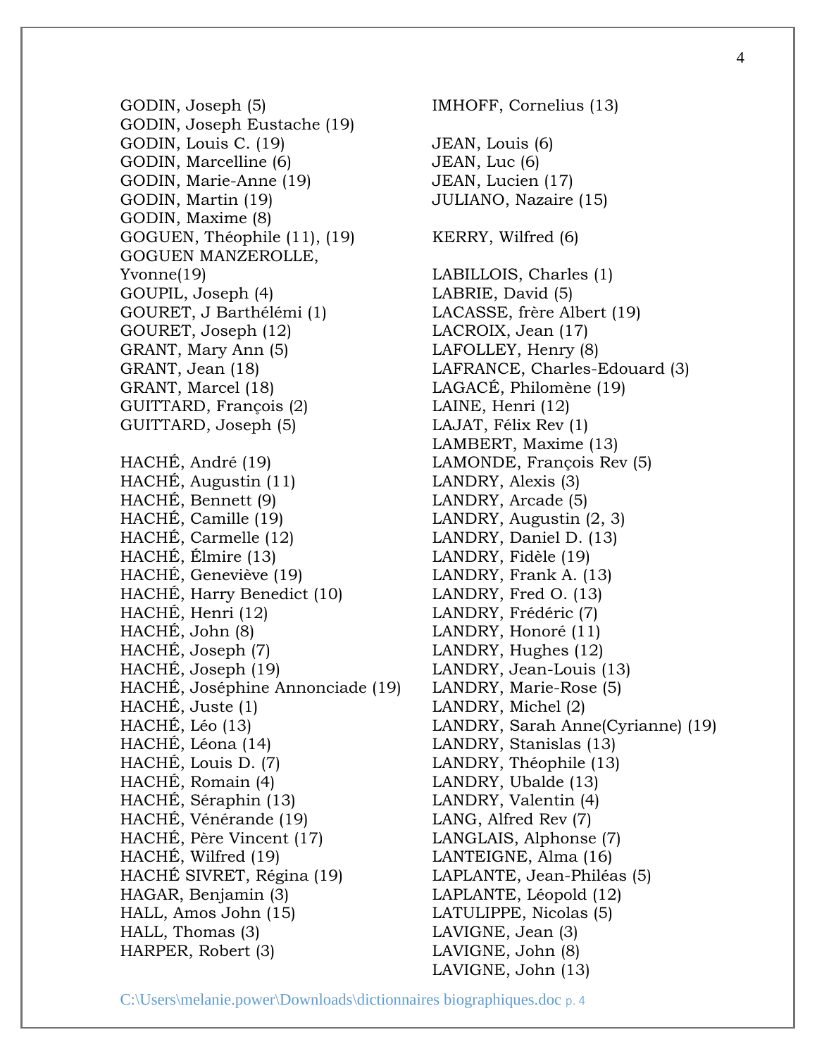GODIN, Joseph (5)
GODIN, Joseph Eustache (19)
GODIN, Louis C. (19)
GODIN, Marcelline (6)
GODIN, Marie-Anne (19)
GODIN, Martin (19)
GODIN, Maxime (8)
GOGUEN, Théophile (11), (19)
GOGUEN MANZEROLLE, Yvonne(19)
GOUPIL, Joseph (4)
GOURET, J Barthélémi (1)
GOURET, Joseph (12)
GRANT, Mary Ann (5)
GRANT, Jean (18)
GRANT, Marcel (18)
GUITTARD, François (2)
GUITTARD, Joseph (5)

HACHÉ, André (19)
HACHÉ, Augustin (11)
HACHÉ, Bennett (9)
HACHÉ, Camille (19)
HACHÉ, Carmelle (12)
HACHÉ, Élmire (13)
HACHÉ, Geneviève (19)
HACHÉ, Harry Benedict (10)
HACHÉ, Henri (12)
HACHÉ, John (8)
HACHÉ, Joseph (7)
HACHÉ, Joseph (19)
HACHÉ, Joséphine Annonciade (19)
HACHÉ, Juste (1)
HACHÉ, Léo (13)
HACHÉ, Léona (14)
HACHÉ, Louis D. (7)
HACHÉ, Romain (4)
HACHÉ, Séraphin (13)
HACHÉ, Vénérande (19)
HACHÉ, Père Vincent (17)
HACHÉ, Wilfred (19)
HACHÉ SIVRET, Régina (19)
HAGAR, Benjamin (3)
HALL, Amos John (15)
HALL, Thomas (3)
HARPER, Robert (3)

IMHOFF, Cornelius (13)

JEAN, Louis (6)
JEAN, Luc (6)
JEAN, Lucien (17)
JULIANO, Nazaire (15)

KERRY, Wilfred (6)

LABILLOIS, Charles (1)
LABRIE, David (5)
LACASSE, frère Albert (19)
LACROIX, Jean (17)
LAFOLLEY, Henry (8)
LAFRANCE, Charles-Edouard (3)
LAGACÉ, Philomène (19)
LAINE, Henri (12)
LAJAT, Félix Rev (1)
LAMBERT, Maxime (13)
LAMONDE, François Rev (5)
LANDRY, Alexis (3)
LANDRY, Arcade (5)
LANDRY, Augustin (2, 3)
LANDRY, Daniel D. (13)
LANDRY, Fidèle (19)
LANDRY, Frank A. (13)
LANDRY, Fred O. (13)
LANDRY, Frédéric (7)
LANDRY, Honoré (11)
LANDRY, Hughes (12)
LANDRY, Jean-Louis (13)
LANDRY, Marie-Rose (5)
LANDRY, Michel (2)
LANDRY, Sarah Anne(Cyrianne) (19)
LANDRY, Stanislas (13)
LANDRY, Théophile (13)
LANDRY, Ubalde (13)
LANDRY, Valentin (4)
LANG, Alfred Rev (7)
LANGLAIS, Alphonse (7)
LANTEIGNE, Alma (16)
LAPLANTE, Jean-Philéas (5)
LAPLANTE, Léopold (12)
LATULIPPE, Nicolas (5)
LAVIGNE, Jean (3)
LAVIGNE, John (8)
LAVIGNE, John (13)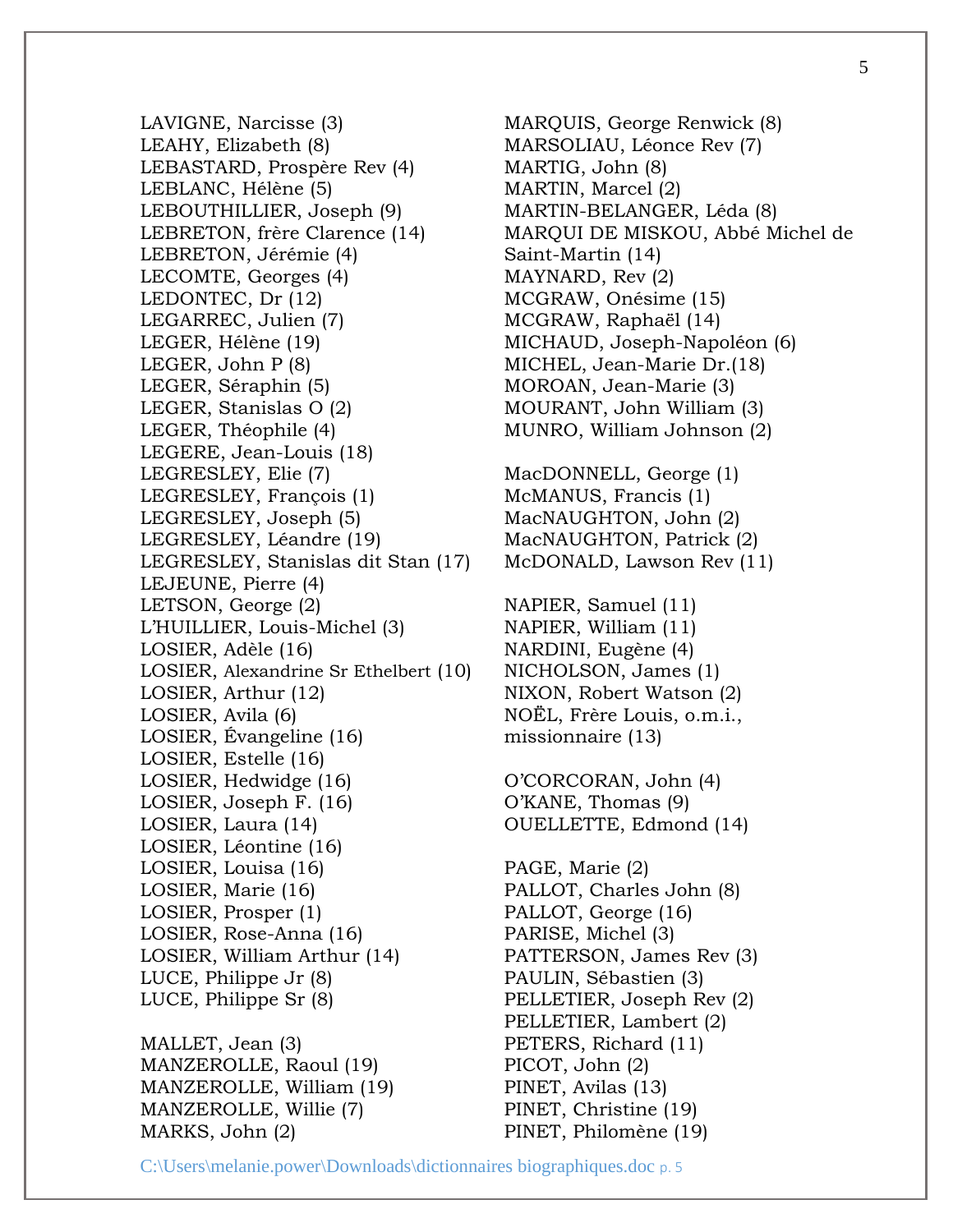LAVIGNE, Narcisse (3)
LEAHY, Elizabeth (8)
LEBASTARD, Prospère Rev (4)
LEBLANC, Hélène (5)
LEBOUTHILLIER, Joseph (9)
LEBRETON, frère Clarence (14)
LEBRETON, Jérémie (4)
LECOMTE, Georges (4)
LEDONTEC, Dr (12)
LEGARREC, Julien (7)
LEGER, Hélène (19)
LEGER, John P (8)
LEGER, Séraphin (5)
LEGER, Stanislas O (2)
LEGER, Théophile (4)
LEGERE, Jean-Louis (18)
LEGRESLEY, Elie (7)
LEGRESLEY, François (1)
LEGRESLEY, Joseph (5)
LEGRESLEY, Léandre (19)
LEGRESLEY, Stanislas dit Stan (17)
LEJEUNE, Pierre (4)
LETSON, George (2)
L'HUILLIER, Louis-Michel (3)
LOSIER, Adèle (16)
LOSIER, Alexandrine Sr Ethelbert (10)
LOSIER, Arthur (12)
LOSIER, Avila (6)
LOSIER, Évangeline (16)
LOSIER, Estelle (16)
LOSIER, Hedwidge (16)
LOSIER, Joseph F. (16)
LOSIER, Laura (14)
LOSIER, Léontine (16)
LOSIER, Louisa (16)
LOSIER, Marie (16)
LOSIER, Prosper (1)
LOSIER, Rose-Anna (16)
LOSIER, William Arthur (14)
LUCE, Philippe Jr (8)
LUCE, Philippe Sr (8)

MALLET, Jean (3)
MANZEROLLE, Raoul (19)
MANZEROLLE, William (19)
MANZEROLLE, Willie (7)
MARKS, John (2)
MARQUIS, George Renwick (8)
MARSOLIAU, Léonce Rev (7)
MARTIG, John (8)
MARTIN, Marcel (2)
MARTIN-BELANGER, Léda (8)
MARQUI DE MISKOU, Abbé Michel de Saint-Martin (14)
MAYNARD, Rev (2)
MCGRAW, Onésime (15)
MCGRAW, Raphaël (14)
MICHAUD, Joseph-Napoléon (6)
MICHEL, Jean-Marie Dr.(18)
MOROAN, Jean-Marie (3)
MOURANT, John William (3)
MUNRO, William Johnson (2)

MacDONNELL, George (1)
McMANUS, Francis (1)
MacNAUGHTON, John (2)
MacNAUGHTON, Patrick (2)
McDONALD, Lawson Rev (11)

NAPIER, Samuel (11)
NAPIER, William (11)
NARDINI, Eugène (4)
NICHOLSON, James (1)
NIXON, Robert Watson (2)
NOËL, Frère Louis, o.m.i., missionnaire (13)

O'CORCORAN, John (4)
O'KANE, Thomas (9)
OUELLETTE, Edmond (14)

PAGE, Marie (2)
PALLOT, Charles John (8)
PALLOT, George (16)
PARISE, Michel (3)
PATTERSON, James Rev (3)
PAULIN, Sébastien (3)
PELLETIER, Joseph Rev (2)
PELLETIER, Lambert (2)
PETERS, Richard (11)
PICOT, John (2)
PINET, Avilas (13)
PINET, Christine (19)
PINET, Philomène (19)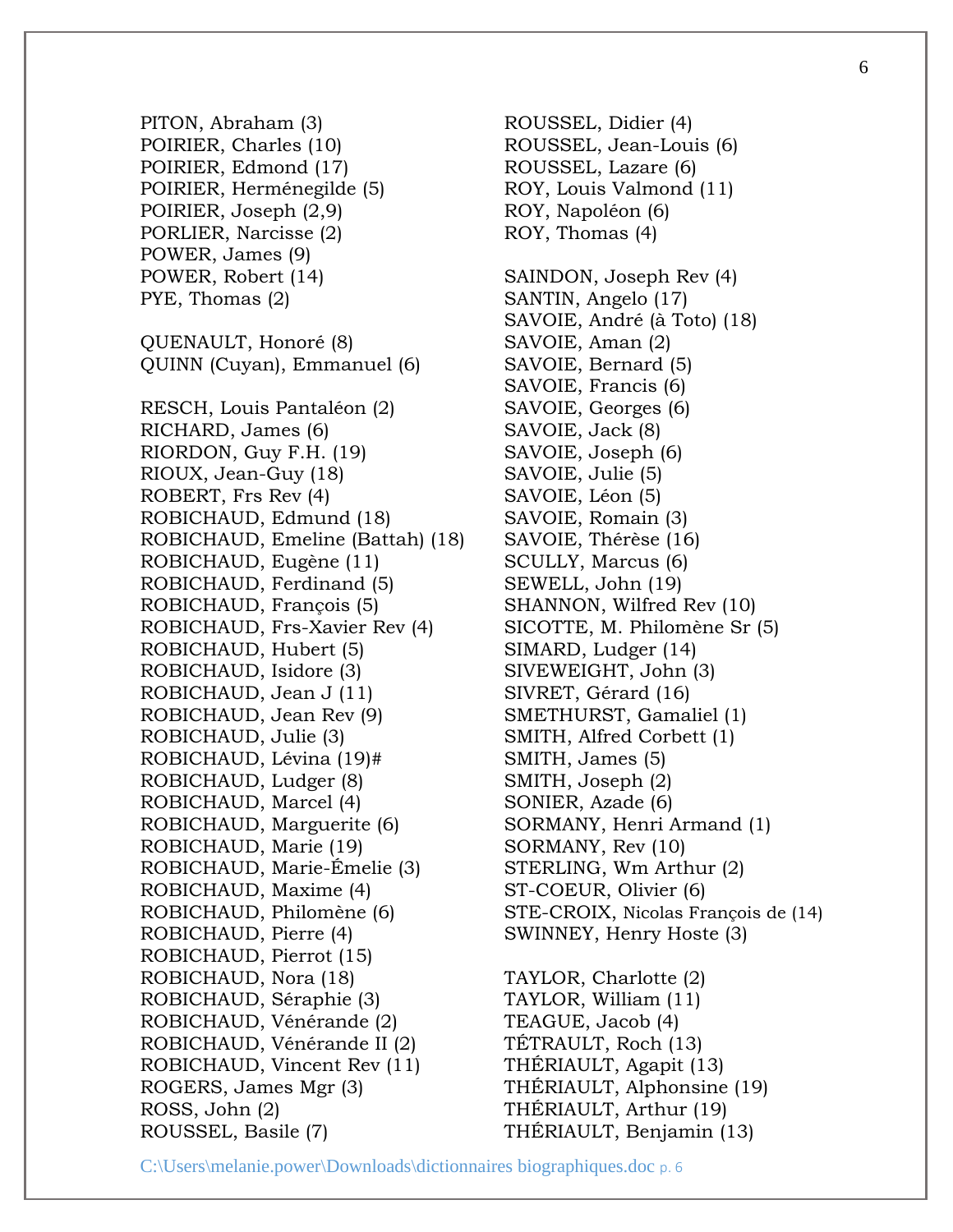PITON, Abraham (3)
POIRIER, Charles (10)
POIRIER, Edmond (17)
POIRIER, Herménegilde (5)
POIRIER, Joseph (2,9)
PORLIER, Narcisse (2)
POWER, James (9)
POWER, Robert (14)
PYE, Thomas (2)

QUENAULT, Honoré (8)
QUINN (Cuyan), Emmanuel (6)

RESCH, Louis Pantaléon (2)
RICHARD, James (6)
RIORDON, Guy F.H. (19)
RIOUX, Jean-Guy (18)
ROBERT, Frs Rev (4)
ROBICHAUD, Edmund (18)
ROBICHAUD, Emeline (Battah) (18)
ROBICHAUD, Eugène (11)
ROBICHAUD, Ferdinand (5)
ROBICHAUD, François (5)
ROBICHAUD, Frs-Xavier Rev (4)
ROBICHAUD, Hubert (5)
ROBICHAUD, Isidore (3)
ROBICHAUD, Jean J (11)
ROBICHAUD, Jean Rev (9)
ROBICHAUD, Julie (3)
ROBICHAUD, Lévina (19)#
ROBICHAUD, Ludger (8)
ROBICHAUD, Marcel (4)
ROBICHAUD, Marguerite (6)
ROBICHAUD, Marie (19)
ROBICHAUD, Marie-Émelie (3)
ROBICHAUD, Maxime (4)
ROBICHAUD, Philomène (6)
ROBICHAUD, Pierre (4)
ROBICHAUD, Pierrot (15)
ROBICHAUD, Nora (18)
ROBICHAUD, Séraphie (3)
ROBICHAUD, Vénérande (2)
ROBICHAUD, Vénérande II (2)
ROBICHAUD, Vincent Rev (11)
ROGERS, James Mgr (3)
ROSS, John (2)
ROUSSEL, Basile (7)
ROUSSEL, Didier (4)
ROUSSEL, Jean-Louis (6)
ROUSSEL, Lazare (6)
ROY, Louis Valmond (11)
ROY, Napoléon (6)
ROY, Thomas (4)

SAINDON, Joseph Rev (4)
SANTIN, Angelo (17)
SAVOIE, André (à Toto) (18)
SAVOIE, Aman (2)
SAVOIE, Bernard (5)
SAVOIE, Francis (6)
SAVOIE, Georges (6)
SAVOIE, Jack (8)
SAVOIE, Joseph (6)
SAVOIE, Julie (5)
SAVOIE, Léon (5)
SAVOIE, Romain (3)
SAVOIE, Thérèse (16)
SCULLY, Marcus (6)
SEWELL, John (19)
SHANNON, Wilfred Rev (10)
SICOTTE, M. Philomène Sr (5)
SIMARD, Ludger (14)
SIVEWEIGHT, John (3)
SIVRET, Gérard (16)
SMETHURST, Gamaliel (1)
SMITH, Alfred Corbett (1)
SMITH, James (5)
SMITH, Joseph (2)
SONIER, Azade (6)
SORMANY, Henri Armand (1)
SORMANY, Rev (10)
STERLING, Wm Arthur (2)
ST-COEUR, Olivier (6)
STE-CROIX, Nicolas François de (14)
SWINNEY, Henry Hoste (3)

TAYLOR, Charlotte (2)
TAYLOR, William (11)
TEAGUE, Jacob (4)
TÉTRAULT, Roch (13)
THÉRIAULT, Agapit (13)
THÉRIAULT, Alphonsine (19)
THÉRIAULT, Arthur (19)
THÉRIAULT, Benjamin (13)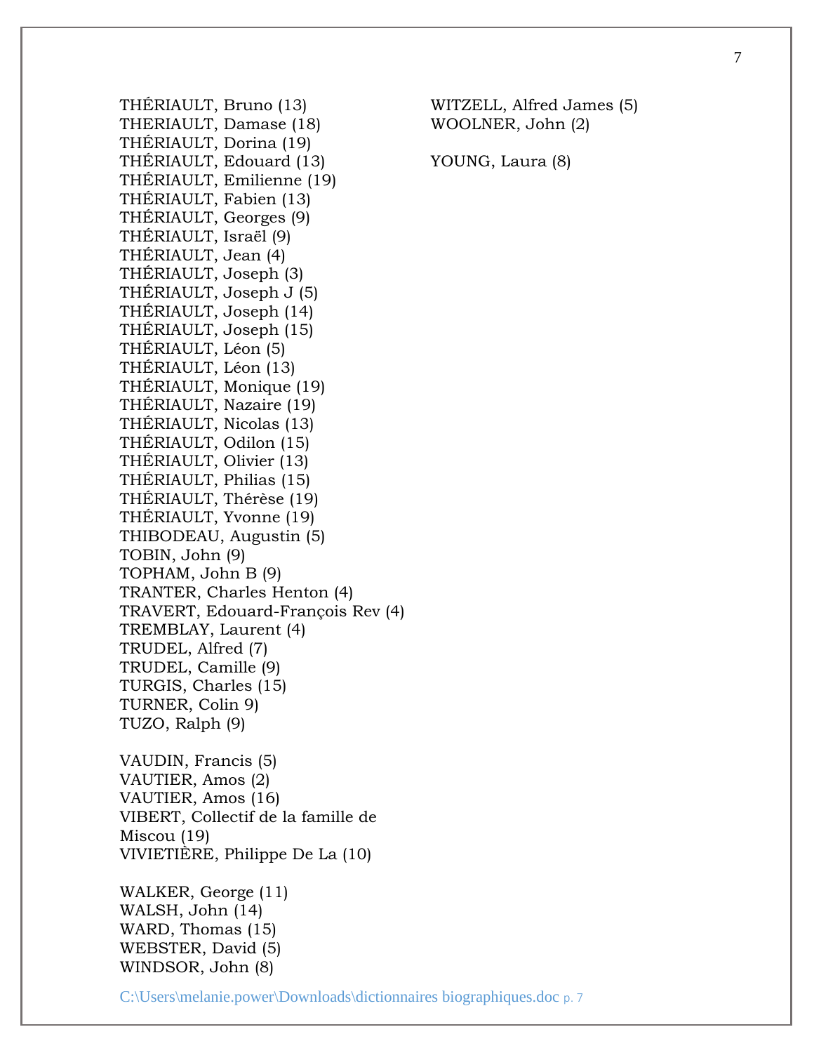THÉRIAULT, Bruno (13)
THERIAULT, Damase (18)
THÉRIAULT, Dorina (19)
THÉRIAULT, Edouard (13)
THÉRIAULT, Emilienne (19)
THÉRIAULT, Fabien (13)
THÉRIAULT, Georges (9)
THÉRIAULT, Israël (9)
THÉRIAULT, Jean (4)
THÉRIAULT, Joseph (3)
THÉRIAULT, Joseph J (5)
THÉRIAULT, Joseph (14)
THÉRIAULT, Joseph (15)
THÉRIAULT, Léon (5)
THÉRIAULT, Léon (13)
THÉRIAULT, Monique (19)
THÉRIAULT, Nazaire (19)
THÉRIAULT, Nicolas (13)
THÉRIAULT, Odilon (15)
THÉRIAULT, Olivier (13)
THÉRIAULT, Philias (15)
THÉRIAULT, Thérèse (19)
THÉRIAULT, Yvonne (19)
THIBODEAU, Augustin (5)
TOBIN, John (9)
TOPHAM, John B (9)
TRANTER, Charles Henton (4)
TRAVERT, Edouard-François Rev (4)
TREMBLAY, Laurent (4)
TRUDEL, Alfred (7)
TRUDEL, Camille (9)
TURGIS, Charles (15)
TURNER, Colin 9)
TUZO, Ralph (9)

VAUDIN, Francis (5)
VAUTIER, Amos (2)
VAUTIER, Amos (16)
VIBERT, Collectif de la famille de Miscou (19)
VIVIETIÈRE, Philippe De La (10)

WALKER, George (11)
WALSH, John (14)
WARD, Thomas (15)
WEBSTER, David (5)
WINDSOR, John (8)
WITZELL, Alfred James (5)
WOOLNER, John (2)

YOUNG, Laura (8)